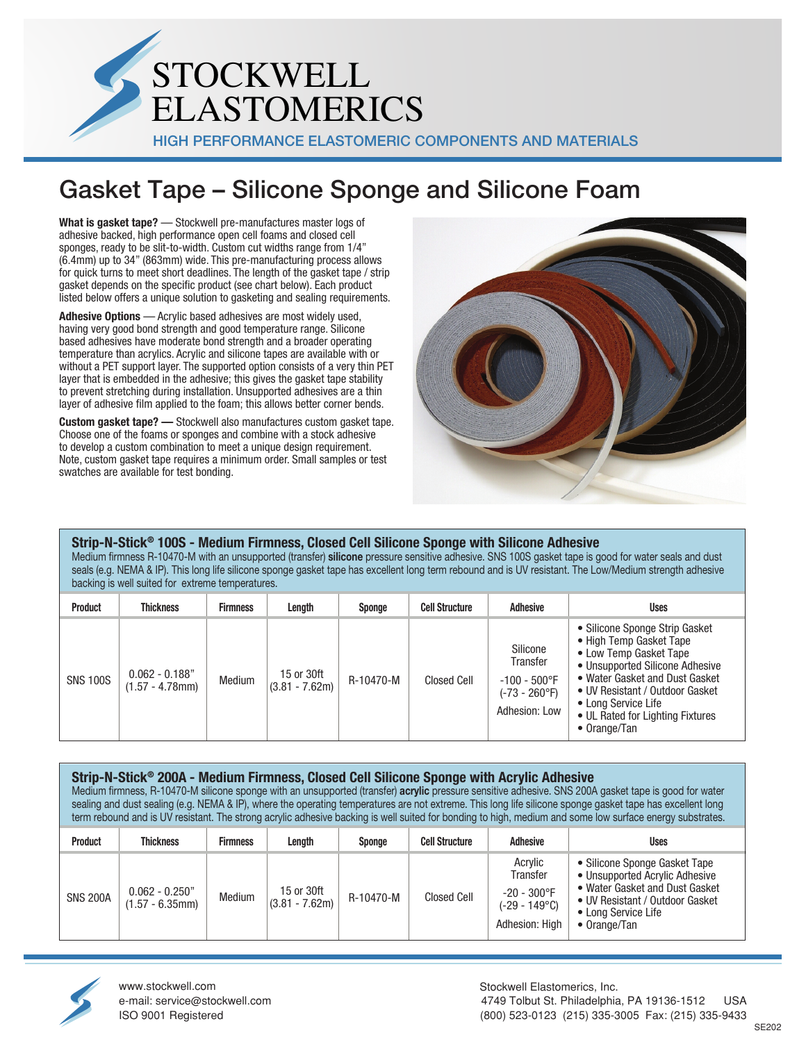# STOCKWELL ELASTOMERICS

HIGH PERFORMANCE ELASTOMERIC COMPONENTS AND MATERIALS

## Gasket Tape – Silicone Sponge and Silicone Foam

**What is gasket tape?** — Stockwell pre-manufactures master logs of adhesive backed, high performance open cell foams and closed cell sponges, ready to be slit-to-width. Custom cut widths range from 1/4" (6.4mm) up to 34" (863mm) wide. This pre-manufacturing process allows for quick turns to meet short deadlines. The length of the gasket tape / strip gasket depends on the specific product (see chart below). Each product listed below offers a unique solution to gasketing and sealing requirements.

**Adhesive Options** — Acrylic based adhesives are most widely used, having very good bond strength and good temperature range. Silicone based adhesives have moderate bond strength and a broader operating temperature than acrylics. Acrylic and silicone tapes are available with or without a PET support layer. The supported option consists of a very thin PET layer that is embedded in the adhesive; this gives the gasket tape stability to prevent stretching during installation. Unsupported adhesives are a thin layer of adhesive film applied to the foam; this allows better corner bends.

**Custom gasket tape? —** Stockwell also manufactures custom gasket tape. Choose one of the foams or sponges and combine with a stock adhesive to develop a custom combination to meet a unique design requirement. Note, custom gasket tape requires a minimum order. Small samples or test swatches are available for test bonding.

### Strip-N-Stick® 100S - Medium Firmness, Closed Cell Silicone Sponge with Silicone Adhesive

Medium firmness R-10470-M with an unsupported (transfer) **silicone** pressure sensitive adhesive. SNS 100S gasket tape is good for water seals and dust seals (e.g. NEMA & IP). This long life silicone sponge gasket tape has excellent long term rebound and is UV resistant. The Low/Medium strength adhesive backing is well suited for extreme temperatures.

| Product | Thickness | Firmness | Length | Sponge | Cell Structure | Adhesive | Uses |
|---|---|---|---|---|---|---|---|
| SNS 100S | 0.062 - 0.188" (1.57 - 4.78mm) | Medium | 15 or 30ft (3.81 - 7.62m) | R-10470-M | Closed Cell | Silicone Transfer<br>-100 - 500°F (-73 - 260°F)<br>Adhesion: Low | • Silicone Sponge Strip Gasket<br>• High Temp Gasket Tape<br>• Low Temp Gasket Tape<br>• Unsupported Silicone Adhesive<br>• Water Gasket and Dust Gasket<br>• UV Resistant / Outdoor Gasket<br>• Long Service Life<br>• UL Rated for Lighting Fixtures<br>• Orange/Tan |

### Strip-N-Stick® 200A - Medium Firmness, Closed Cell Silicone Sponge with Acrylic Adhesive

Medium firmness, R-10470-M silicone sponge with an unsupported (transfer) **acrylic** pressure sensitive adhesive. SNS 200A gasket tape is good for water sealing and dust sealing (e.g. NEMA & IP), where the operating temperatures are not extreme. This long life silicone sponge gasket tape has excellent long term rebound and is UV resistant. The strong acrylic adhesive backing is well suited for bonding to high, medium and some low surface energy substrates.

| Product | Thickness | Firmness | Length | Sponge | Cell Structure | Adhesive | Uses |
|---|---|---|---|---|---|---|---|
| SNS 200A | 0.062 - 0.250" (1.57 - 6.35mm) | Medium | 15 or 30ft (3.81 - 7.62m) | R-10470-M | Closed Cell | Acrylic Transfer<br>-20 - 300°F (-29 - 149°C)<br>Adhesion: High | • Silicone Sponge Gasket Tape<br>• Unsupported Acrylic Adhesive<br>• Water Gasket and Dust Gasket<br>• UV Resistant / Outdoor Gasket<br>• Long Service Life<br>• Orange/Tan |

www.stockwell.com
e-mail: service@stockwell.com
ISO 9001 Registered

Stockwell Elastomerics, Inc.
4749 Tolbut St. Philadelphia, PA 19136-1512 USA
(800) 523-0123 (215) 335-3005 Fax: (215) 335-9433

SE202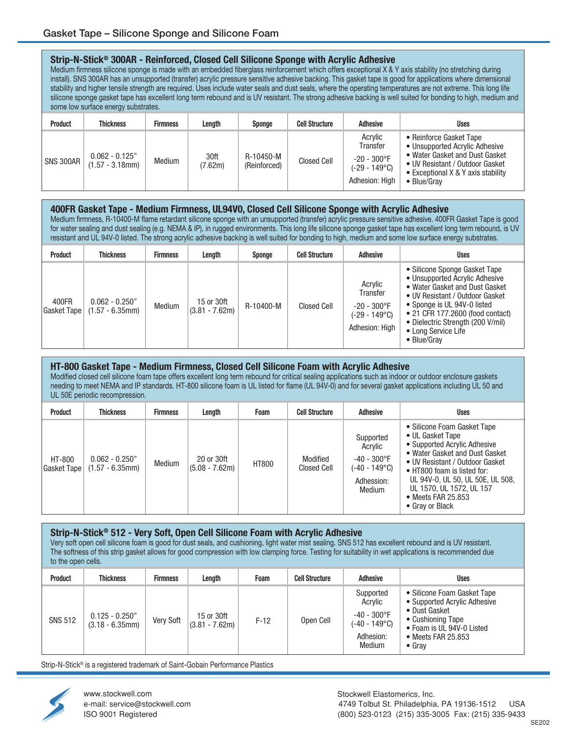## Gasket Tape – Silicone Sponge and Silicone Foam

### Strip-N-Stick® 300AR - Reinforced, Closed Cell Silicone Sponge with Acrylic Adhesive

Medium firmness silicone sponge is made with an embedded fiberglass reinforcement which offers exceptional X & Y axis stability (no stretching during install). SNS 300AR has an unsupported (transfer) acrylic pressure sensitive adhesive backing. This gasket tape is good for applications where dimensional stability and higher tensile strength are required. Uses include water seals and dust seals, where the operating temperatures are not extreme. This long life silicone sponge gasket tape has excellent long term rebound and is UV resistant. The strong adhesive backing is well suited for bonding to high, medium and some low surface energy substrates.

| Product | Thickness | Firmness | Length | Sponge | Cell Structure | Adhesive | Uses |
|---|---|---|---|---|---|---|---|
| SNS 300AR | 0.062 - 0.125" (1.57 - 3.18mm) | Medium | 30ft (7.62m) | R-10450-M (Reinforced) | Closed Cell | Acrylic Transfer<br>-20 - 300°F (-29 - 149°C)<br>Adhesion: High | • Reinforce Gasket Tape<br>• Unsupported Acrylic Adhesive<br>• Water Gasket and Dust Gasket<br>• UV Resistant / Outdoor Gasket<br>• Exceptional X & Y axis stability<br>• Blue/Gray |

### 400FR Gasket Tape - Medium Firmness, UL94V0, Closed Cell Silicone Sponge with Acrylic Adhesive

Medium firmness, R-10400-M flame retardant silicone sponge with an unsupported (transfer) acrylic pressure sensitive adhesive. 400FR Gasket Tape is good for water sealing and dust sealing (e.g. NEMA & IP), in rugged environments. This long life silicone sponge gasket tape has excellent long term rebound, is UV resistant and UL 94V-0 listed. The strong acrylic adhesive backing is well suited for bonding to high, medium and some low surface energy substrates.

| Product | Thickness | Firmness | Length | Sponge | Cell Structure | Adhesive | Uses |
|---|---|---|---|---|---|---|---|
| 400FR Gasket Tape | 0.062 - 0.250" (1.57 - 6.35mm) | Medium | 15 or 30ft (3.81 - 7.62m) | R-10400-M | Closed Cell | Acrylic Transfer<br>-20 - 300°F (-29 - 149°C)<br>Adhesion: High | • Silicone Sponge Gasket Tape<br>• Unsupported Acrylic Adhesive<br>• Water Gasket and Dust Gasket<br>• UV Resistant / Outdoor Gasket<br>• Sponge is UL 94V-0 listed<br>• 21 CFR 177.2600 (food contact)<br>• Dielectric Strength (200 V/mil)<br>• Long Service Life<br>• Blue/Gray |

### HT-800 Gasket Tape - Medium Firmness, Closed Cell Silicone Foam with Acrylic Adhesive

Modified closed cell silicone foam tape offers excellent long term rebound for critical sealing applications such as indoor or outdoor enclosure gaskets needing to meet NEMA and IP standards. HT-800 silicone foam is UL listed for flame (UL 94V-0) and for several gasket applications including UL 50 and UL 50E periodic recompression.

| Product | Thickness | Firmness | Length | Foam | Cell Structure | Adhesive | Uses |
|---|---|---|---|---|---|---|---|
| HT-800 Gasket Tape | 0.062 - 0.250" (1.57 - 6.35mm) | Medium | 20 or 30ft (5.08 - 7.62m) | HT800 | Modified Closed Cell | Supported Acrylic<br>-40 - 300°F (-40 - 149°C)<br>Adhession: Medium | • Silicone Foam Gasket Tape<br>• UL Gasket Tape<br>• Supported Acrylic Adhesive<br>• Water Gasket and Dust Gasket<br>• UV Resistant / Outdoor Gasket<br>• HT800 foam is listed for: UL 94V-0, UL 50, UL 50E, UL 508, UL 1570, UL 1572, UL 157<br>• Meets FAR 25.853<br>• Gray or Black |

### Strip-N-Stick® 512 - Very Soft, Open Cell Silicone Foam with Acrylic Adhesive

Very soft open cell silicone foam is good for dust seals, and cushioning, light water mist sealing. SNS 512 has excellent rebound and is UV resistant. The softness of this strip gasket allows for good compression with low clamping force. Testing for suitability in wet applications is recommended due to the open cells.

| Product | Thickness | Firmness | Length | Foam | Cell Structure | Adhesive | Uses |
|---|---|---|---|---|---|---|---|
| SNS 512 | 0.125 - 0.250" (3.18 - 6.35mm) | Very Soft | 15 or 30ft (3.81 - 7.62m) | F-12 | Open Cell | Supported Acrylic<br>-40 - 300°F (-40 - 149°C)<br>Adhesion: Medium | • Silicone Foam Gasket Tape<br>• Supported Acrylic Adhesive<br>• Dust Gasket<br>• Cushioning Tape<br>• Foam is UL 94V-0 Listed<br>• Meets FAR 25.853<br>• Gray |

Strip-N-Stick® is a registered trademark of Saint-Gobain Performance Plastics

www.stockwell.com
e-mail: service@stockwell.com
ISO 9001 Registered

Stockwell Elastomerics, Inc.
4749 Tolbut St. Philadelphia, PA 19136-1512 USA
(800) 523-0123 (215) 335-3005 Fax: (215) 335-9433

SE202